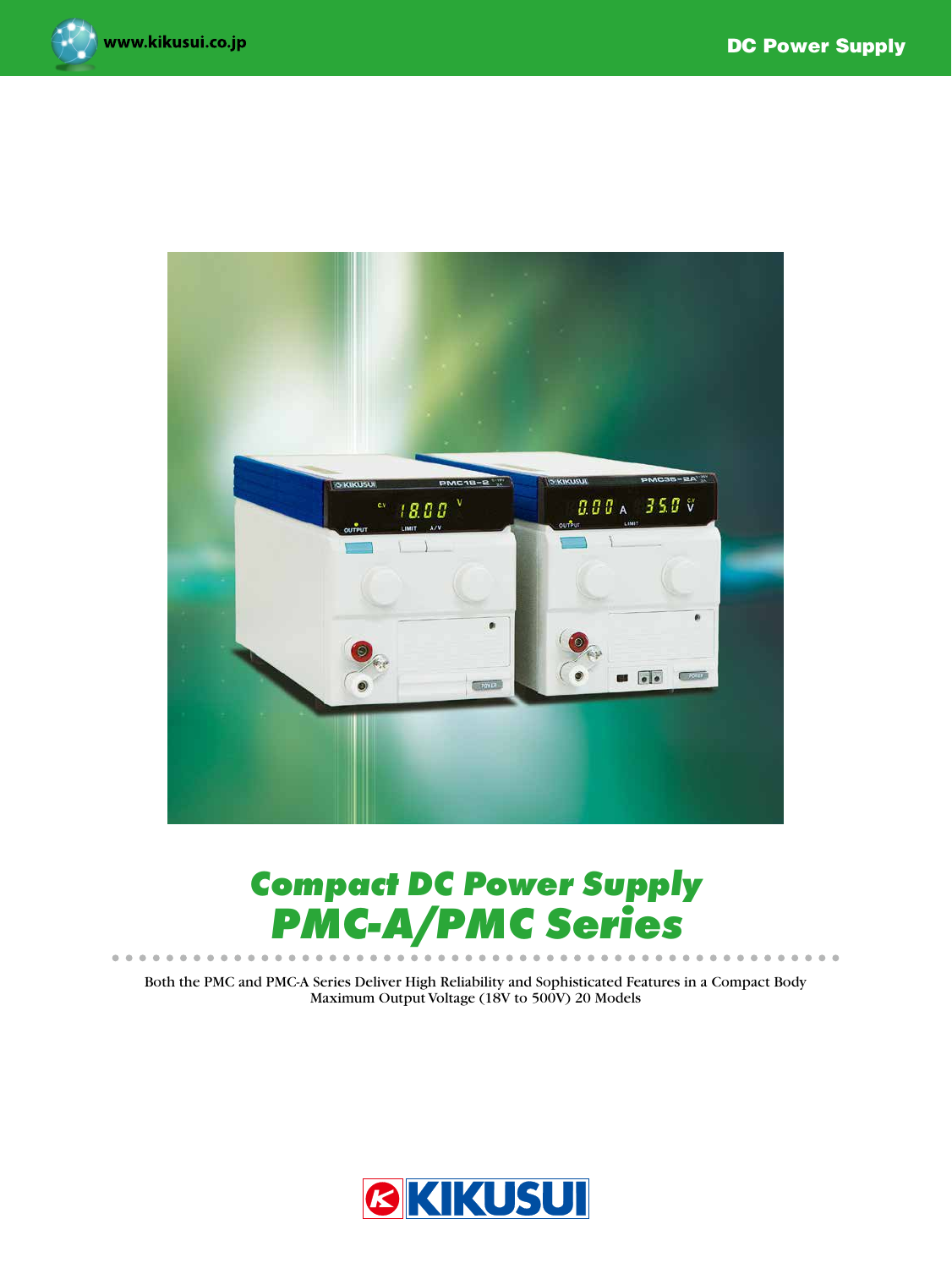# Compact DC Power Supply
# PMC-A/PMC Series

Both the PMC and PMC-A Series Deliver High Reliability and Sophisticated Features in a Compact Body
Maximum Output Voltage (18V to 500V) 20 Models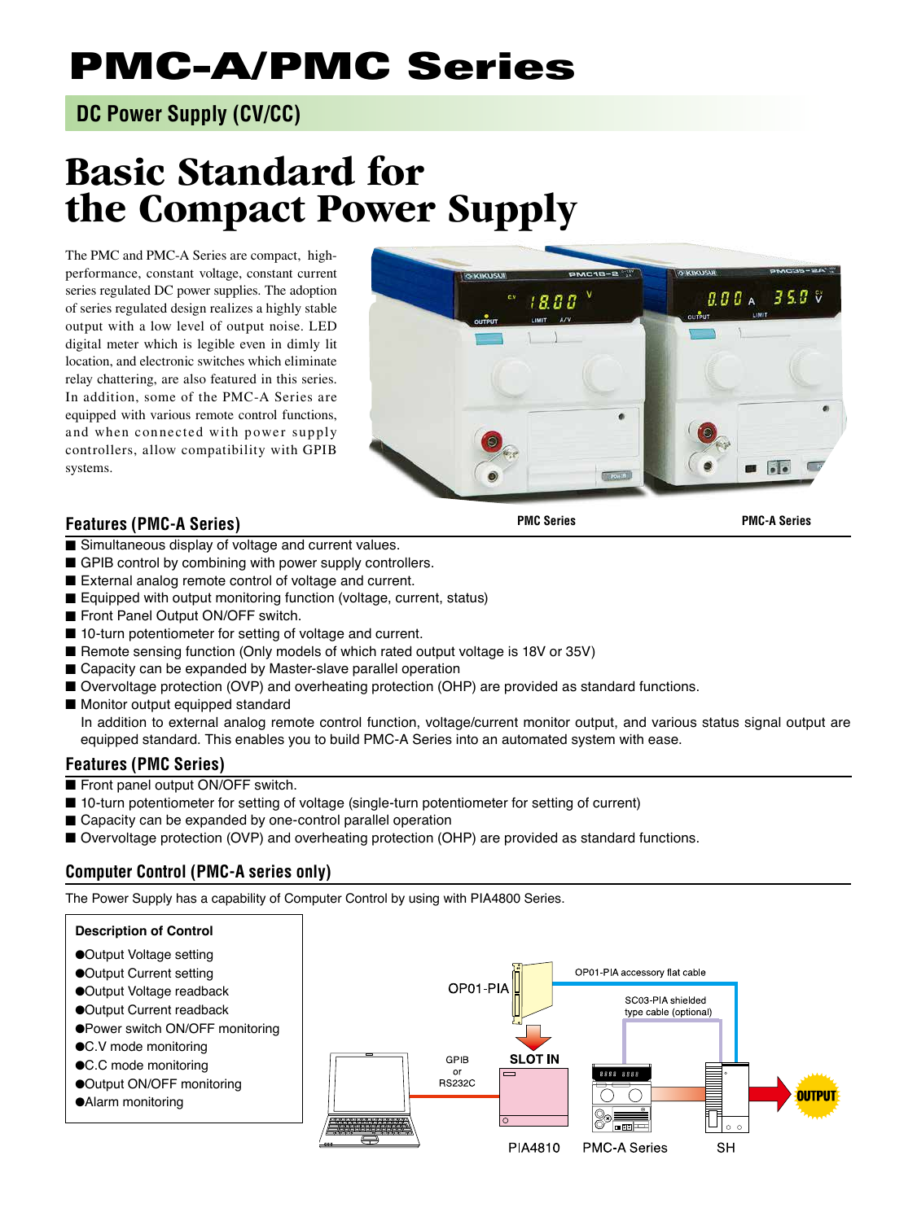# PMC-A/PMC Series

## DC Power Supply (CV/CC)

# Basic Standard for the Compact Power Supply

The PMC and PMC-A Series are compact, high-performance, constant voltage, constant current series regulated DC power supplies. The adoption of series regulated design realizes a highly stable output with a low level of output noise. LED digital meter which is legible even in dimly lit location, and electronic switches which eliminate relay chattering, are also featured in this series. In addition, some of the PMC-A Series are equipped with various remote control functions, and when connected with power supply controllers, allow compatibility with GPIB systems.

PMC Series PMC-A Series

### Features (PMC-A Series)

- Simultaneous display of voltage and current values.
- GPIB control by combining with power supply controllers.
- External analog remote control of voltage and current.
- Equipped with output monitoring function (voltage, current, status)
- Front Panel Output ON/OFF switch.
- 10-turn potentiometer for setting of voltage and current.
- Remote sensing function (Only models of which rated output voltage is 18V or 35V)
- Capacity can be expanded by Master-slave parallel operation
- Overvoltage protection (OVP) and overheating protection (OHP) are provided as standard functions.
- Monitor output equipped standard
  In addition to external analog remote control function, voltage/current monitor output, and various status signal output are equipped standard. This enables you to build PMC-A Series into an automated system with ease.

### Features (PMC Series)

- Front panel output ON/OFF switch.
- 10-turn potentiometer for setting of voltage (single-turn potentiometer for setting of current)
- Capacity can be expanded by one-control parallel operation
- Overvoltage protection (OVP) and overheating protection (OHP) are provided as standard functions.

### Computer Control (PMC-A series only)

The Power Supply has a capability of Computer Control by using with PIA4800 Series.

**Description of Control**

- Output Voltage setting
- Output Current setting
- Output Voltage readback
- Output Current readback
- Power switch ON/OFF monitoring
- C.V mode monitoring
- C.C mode monitoring
- Output ON/OFF monitoring
- Alarm monitoring

OP01-PIA OP01-PIA accessory flat cable SC03-PIA shielded type cable (optional) GPIB or RS232C SLOT IN OUTPUT PIA4810 PMC-A Series SH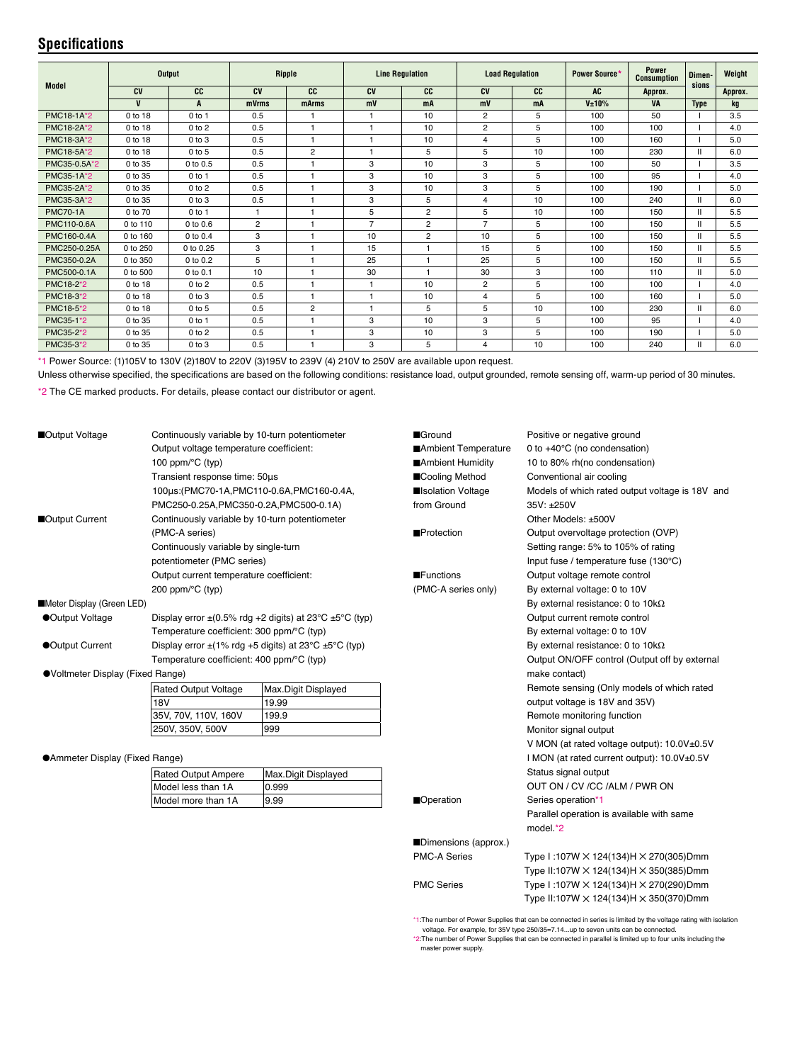## Specifications

| Model | Output | | Ripple | | Line Regulation | | Load Regulation | | Power Source*1 | Power Consumption | Dimen-sions | Weight |
|---|---|---|---|---|---|---|---|---|---|---|---|---|
| | CV | CC | CV | CC | CV | CC | CV | CC | AC | Approx. | | Approx. |
| | V | A | mVrms | mArms | mV | mA | mV | mA | V±10% | VA | Type | kg |
| PMC18-1A*2 | 0 to 18 | 0 to 1 | 0.5 | 1 | 1 | 10 | 2 | 5 | 100 | 50 | I | 3.5 |
| PMC18-2A*2 | 0 to 18 | 0 to 2 | 0.5 | 1 | 1 | 10 | 2 | 5 | 100 | 100 | I | 4.0 |
| PMC18-3A*2 | 0 to 18 | 0 to 3 | 0.5 | 1 | 1 | 10 | 4 | 5 | 100 | 160 | I | 5.0 |
| PMC18-5A*2 | 0 to 18 | 0 to 5 | 0.5 | 2 | 1 | 5 | 5 | 10 | 100 | 230 | II | 6.0 |
| PMC35-0.5A*2 | 0 to 35 | 0 to 0.5 | 0.5 | 1 | 3 | 10 | 3 | 5 | 100 | 50 | I | 3.5 |
| PMC35-1A*2 | 0 to 35 | 0 to 1 | 0.5 | 1 | 3 | 10 | 3 | 5 | 100 | 95 | I | 4.0 |
| PMC35-2A*2 | 0 to 35 | 0 to 2 | 0.5 | 1 | 3 | 10 | 3 | 5 | 100 | 190 | I | 5.0 |
| PMC35-3A*2 | 0 to 35 | 0 to 3 | 0.5 | 1 | 3 | 5 | 4 | 10 | 100 | 240 | II | 6.0 |
| PMC70-1A | 0 to 70 | 0 to 1 | 1 | 1 | 5 | 2 | 5 | 10 | 100 | 150 | II | 5.5 |
| PMC110-0.6A | 0 to 110 | 0 to 0.6 | 2 | 1 | 7 | 2 | 7 | 5 | 100 | 150 | II | 5.5 |
| PMC160-0.4A | 0 to 160 | 0 to 0.4 | 3 | 1 | 10 | 2 | 10 | 5 | 100 | 150 | II | 5.5 |
| PMC250-0.25A | 0 to 250 | 0 to 0.25 | 3 | 1 | 15 | 1 | 15 | 5 | 100 | 150 | II | 5.5 |
| PMC350-0.2A | 0 to 350 | 0 to 0.2 | 5 | 1 | 25 | 1 | 25 | 5 | 100 | 150 | II | 5.5 |
| PMC500-0.1A | 0 to 500 | 0 to 0.1 | 10 | 1 | 30 | 1 | 30 | 3 | 100 | 110 | II | 5.0 |
| PMC18-2*2 | 0 to 18 | 0 to 2 | 0.5 | 1 | 1 | 10 | 2 | 5 | 100 | 100 | I | 4.0 |
| PMC18-3*2 | 0 to 18 | 0 to 3 | 0.5 | 1 | 1 | 10 | 4 | 5 | 100 | 160 | I | 5.0 |
| PMC18-5*2 | 0 to 18 | 0 to 5 | 0.5 | 2 | 1 | 5 | 5 | 10 | 100 | 230 | II | 6.0 |
| PMC35-1*2 | 0 to 35 | 0 to 1 | 0.5 | 1 | 3 | 10 | 3 | 5 | 100 | 95 | I | 4.0 |
| PMC35-2*2 | 0 to 35 | 0 to 2 | 0.5 | 1 | 3 | 10 | 3 | 5 | 100 | 190 | I | 5.0 |
| PMC35-3*2 | 0 to 35 | 0 to 3 | 0.5 | 1 | 3 | 5 | 4 | 10 | 100 | 240 | II | 6.0 |

*1 Power Source: (1)105V to 130V (2)180V to 220V (3)195V to 239V (4) 210V to 250V are available upon request.

Unless otherwise specified, the specifications are based on the following conditions: resistance load, output grounded, remote sensing off, warm-up period of 30 minutes.

*2 The CE marked products. For details, please contact our distributor or agent.

■Output Voltage
Continuously variable by 10-turn potentiometer
Output voltage temperature coefficient:
100 ppm/°C (typ)
Transient response time: 50μs
100μs:(PMC70-1A,PMC110-0.6A,PMC160-0.4A, PMC250-0.25A,PMC350-0.2A,PMC500-0.1A)

■Output Current
Continuously variable by 10-turn potentiometer (PMC-A series)
Continuously variable by single-turn potentiometer (PMC series)
Output current temperature coefficient:
200 ppm/°C (typ)

■Meter Display (Green LED)

●Output Voltage
Display error ±(0.5% rdg +2 digits) at 23°C ±5°C (typ)
Temperature coefficient: 300 ppm/°C (typ)

●Output Current
Display error ±(1% rdg +5 digits) at 23°C ±5°C (typ)
Temperature coefficient: 400 ppm/°C (typ)

●Voltmeter Display (Fixed Range)

| Rated Output Voltage | Max.Digit Displayed |
|---|---|
| 18V | 19.99 |
| 35V, 70V, 110V, 160V | 199.9 |
| 250V, 350V, 500V | 999 |

●Ammeter Display (Fixed Range)

| Rated Output Ampere | Max.Digit Displayed |
|---|---|
| Model less than 1A | 0.999 |
| Model more than 1A | 9.99 |

■Ground
Positive or negative ground

■Ambient Temperature
0 to +40°C (no condensation)

■Ambient Humidity
10 to 80% rh(no condensation)

■Cooling Method
Conventional air cooling

■Isolation Voltage from Ground
Models of which rated output voltage is 18V and 35V: ±250V
Other Models: ±500V

■Protection
Output overvoltage protection (OVP)
Setting range: 5% to 105% of rating
Input fuse / temperature fuse (130°C)

■Functions (PMC-A series only)
Output voltage remote control
By external voltage: 0 to 10V
By external resistance: 0 to 10kΩ
Output current remote control
By external voltage: 0 to 10V
By external resistance: 0 to 10kΩ
Output ON/OFF control (Output off by external make contact)
Remote sensing (Only models of which rated output voltage is 18V and 35V)
Remote monitoring function
Monitor signal output
V MON (at rated voltage output): 10.0V±0.5V
I MON (at rated current output): 10.0V±0.5V
Status signal output
OUT ON / CV /CC /ALM / PWR ON

■Operation
Series operation*1
Parallel operation is available with same model.*2

■Dimensions (approx.)

PMC-A Series
Type I :107W × 124(134)H × 270(305)Dmm
Type II:107W × 124(134)H × 350(385)Dmm

PMC Series
Type I :107W × 124(134)H × 270(290)Dmm
Type II:107W × 124(134)H × 350(370)Dmm

*1:The number of Power Supplies that can be connected in series is limited by the voltage rating with isolation voltage. For example, for 35V type 250/35=7.14...up to seven units can be connected.

*2:The number of Power Supplies that can be connected in parallel is limited up to four units including the master power supply.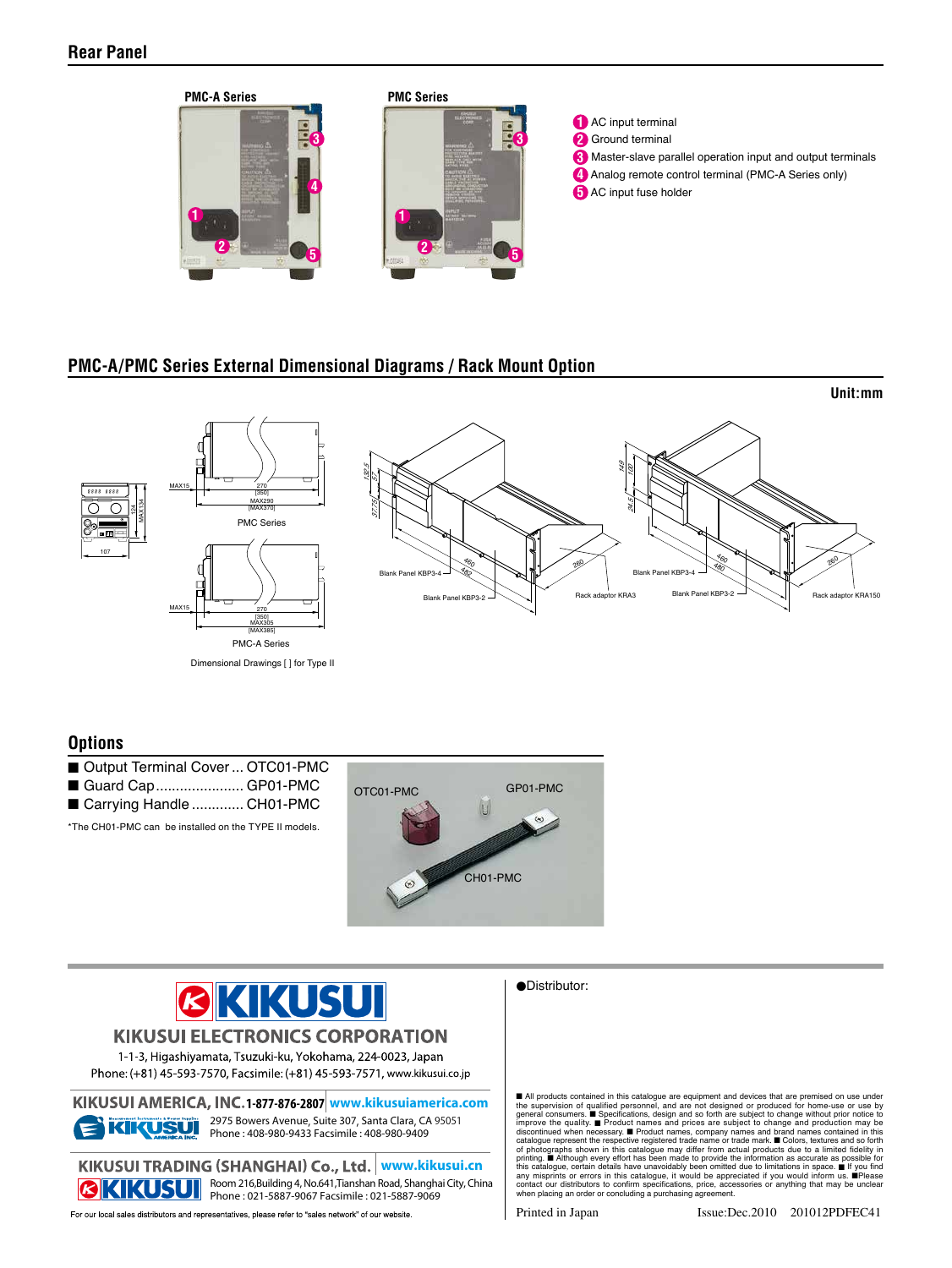## Rear Panel

PMC-A Series

PMC Series

1. AC input terminal
2. Ground terminal
3. Master-slave parallel operation input and output terminals
4. Analog remote control terminal (PMC-A Series only)
5. AC input fuse holder

## PMC-A/PMC Series External Dimensional Diagrams / Rack Mount Option

Unit:mm

MAX15
270
[350]
MAX290
[MAX370]
PMC Series

124
MAX134
107

MAX15
270
[350]
MAX305
[MAX385]
PMC-A Series

Dimensional Drawings [ ] for Type II

132.5
57
37.75
460
482
260
Blank Panel KBP3-4
Blank Panel KBP3-2
Rack adaptor KRA3

149
100
24.5
460
480
260
Blank Panel KBP3-4
Blank Panel KBP3-2
Rack adaptor KRA150

## Options

- Output Terminal Cover ... OTC01-PMC
- Guard Cap...................... GP01-PMC
- Carrying Handle ............ CH01-PMC

*The CH01-PMC can be installed on the TYPE II models.

OTC01-PMC
GP01-PMC
CH01-PMC

**KIKUSUI**

**KIKUSUI ELECTRONICS CORPORATION**

1-1-3, Higashiyamata, Tsuzuki-ku, Yokohama, 224-0023, Japan
Phone: (+81) 45-593-7570, Facsimile: (+81) 45-593-7571, www.kikusui.co.jp

**KIKUSUI AMERICA, INC.** 1-877-876-2807 www.kikusuiamerica.com
2975 Bowers Avenue, Suite 307, Santa Clara, CA 95051
Phone : 408-980-9433 Facsimile : 408-980-9409

**KIKUSUI TRADING (SHANGHAI) Co., Ltd.** www.kikusui.cn
Room 216,Building 4, No.641,Tianshan Road, Shanghai City, China
Phone : 021-5887-9067 Facsimile : 021-5887-9069

For our local sales distributors and representatives, please refer to "sales network" of our website.

●Distributor:

■ All products contained in this catalogue are equipment and devices that are premised on use under the supervision of qualified personnel, and are not designed or produced for home-use or use by general consumers. ■ Specifications, design and so forth are subject to change without prior notice to improve the quality. ■ Product names and prices are subject to change and production may be discontinued when necessary. ■ Product names, company names and brand names contained in this catalogue represent the respective registered trade name or trade mark. ■ Colors, textures and so forth of photographs shown in this catalogue may differ from actual products due to a limited fidelity in printing. ■ Although every effort has been made to provide the information as accurate as possible for this catalogue, certain details have unavoidably been omitted due to limitations in space. ■ If you find any misprints or errors in this catalogue, it would be appreciated if you would inform us. ■Please contact our distributors to confirm specifications, price, accessories or anything that may be unclear when placing an order or concluding a purchasing agreement.

Printed in Japan Issue:Dec.2010 201012PDFEC41